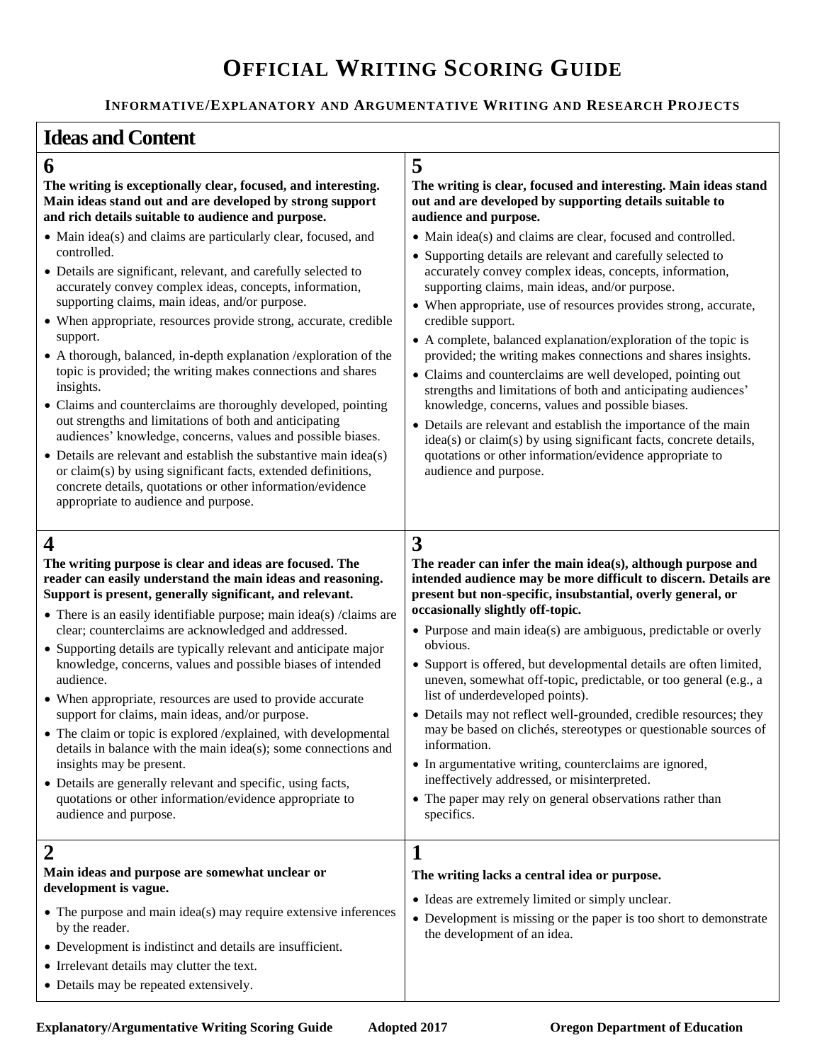# Official Writing Scoring Guide

### Informative/Explanatory and Argumentative Writing and Research Projects

## Ideas and Content

### 6

**The writing is exceptionally clear, focused, and interesting. Main ideas stand out and are developed by strong support and rich details suitable to audience and purpose.**

- Main idea(s) and claims are particularly clear, focused, and controlled.
- Details are significant, relevant, and carefully selected to accurately convey complex ideas, concepts, information, supporting claims, main ideas, and/or purpose.
- When appropriate, resources provide strong, accurate, credible support.
- A thorough, balanced, in-depth explanation /exploration of the topic is provided; the writing makes connections and shares insights.
- Claims and counterclaims are thoroughly developed, pointing out strengths and limitations of both and anticipating audiences' knowledge, concerns, values and possible biases.
- Details are relevant and establish the substantive main idea(s) or claim(s) by using significant facts, extended definitions, concrete details, quotations or other information/evidence appropriate to audience and purpose.

### 5

**The writing is clear, focused and interesting. Main ideas stand out and are developed by supporting details suitable to audience and purpose.**

- Main idea(s) and claims are clear, focused and controlled.
- Supporting details are relevant and carefully selected to accurately convey complex ideas, concepts, information, supporting claims, main ideas, and/or purpose.
- When appropriate, use of resources provides strong, accurate, credible support.
- A complete, balanced explanation/exploration of the topic is provided; the writing makes connections and shares insights.
- Claims and counterclaims are well developed, pointing out strengths and limitations of both and anticipating audiences' knowledge, concerns, values and possible biases.
- Details are relevant and establish the importance of the main idea(s) or claim(s) by using significant facts, concrete details, quotations or other information/evidence appropriate to audience and purpose.

### 4

**The writing purpose is clear and ideas are focused. The reader can easily understand the main ideas and reasoning. Support is present, generally significant, and relevant.**

- There is an easily identifiable purpose; main idea(s) /claims are clear; counterclaims are acknowledged and addressed.
- Supporting details are typically relevant and anticipate major knowledge, concerns, values and possible biases of intended audience.
- When appropriate, resources are used to provide accurate support for claims, main ideas, and/or purpose.
- The claim or topic is explored /explained, with developmental details in balance with the main idea(s); some connections and insights may be present.
- Details are generally relevant and specific, using facts, quotations or other information/evidence appropriate to audience and purpose.

### 3

**The reader can infer the main idea(s), although purpose and intended audience may be more difficult to discern. Details are present but non-specific, insubstantial, overly general, or occasionally slightly off-topic.**

- Purpose and main idea(s) are ambiguous, predictable or overly obvious.
- Support is offered, but developmental details are often limited, uneven, somewhat off-topic, predictable, or too general (e.g., a list of underdeveloped points).
- Details may not reflect well-grounded, credible resources; they may be based on clichés, stereotypes or questionable sources of information.
- In argumentative writing, counterclaims are ignored, ineffectively addressed, or misinterpreted.
- The paper may rely on general observations rather than specifics.

### 2

**Main ideas and purpose are somewhat unclear or development is vague.**

- The purpose and main idea(s) may require extensive inferences by the reader.
- Development is indistinct and details are insufficient.
- Irrelevant details may clutter the text.
- Details may be repeated extensively.

### 1

**The writing lacks a central idea or purpose.**

- Ideas are extremely limited or simply unclear.
- Development is missing or the paper is too short to demonstrate the development of an idea.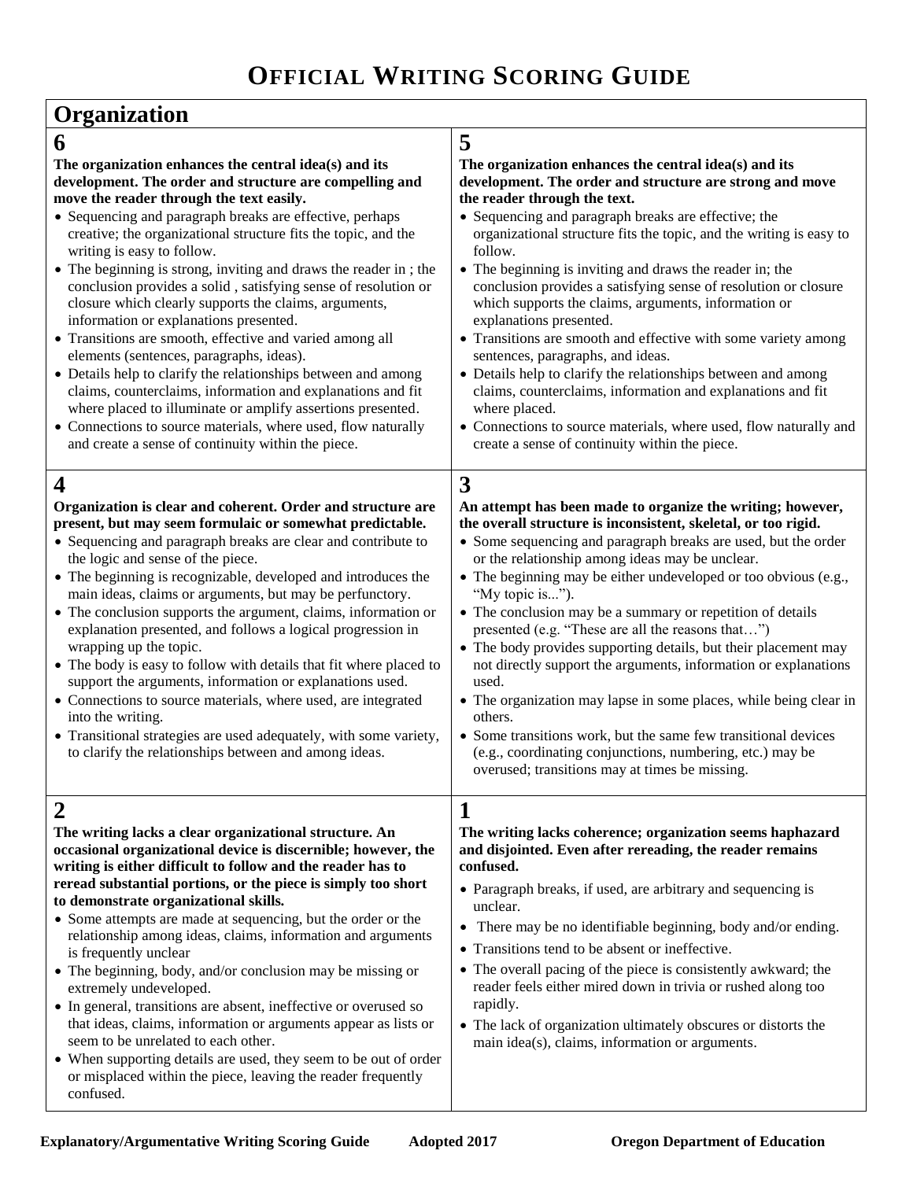# OFFICIAL WRITING SCORING GUIDE

## Organization

### 6

**The organization enhances the central idea(s) and its development. The order and structure are compelling and move the reader through the text easily.**

- Sequencing and paragraph breaks are effective, perhaps creative; the organizational structure fits the topic, and the writing is easy to follow.
- The beginning is strong, inviting and draws the reader in ; the conclusion provides a solid , satisfying sense of resolution or closure which clearly supports the claims, arguments, information or explanations presented.
- Transitions are smooth, effective and varied among all elements (sentences, paragraphs, ideas).
- Details help to clarify the relationships between and among claims, counterclaims, information and explanations and fit where placed to illuminate or amplify assertions presented.
- Connections to source materials, where used, flow naturally and create a sense of continuity within the piece.

### 5

**The organization enhances the central idea(s) and its development. The order and structure are strong and move the reader through the text.**

- Sequencing and paragraph breaks are effective; the organizational structure fits the topic, and the writing is easy to follow.
- The beginning is inviting and draws the reader in; the conclusion provides a satisfying sense of resolution or closure which supports the claims, arguments, information or explanations presented.
- Transitions are smooth and effective with some variety among sentences, paragraphs, and ideas.
- Details help to clarify the relationships between and among claims, counterclaims, information and explanations and fit where placed.
- Connections to source materials, where used, flow naturally and create a sense of continuity within the piece.

### 4

**Organization is clear and coherent. Order and structure are present, but may seem formulaic or somewhat predictable.**

- Sequencing and paragraph breaks are clear and contribute to the logic and sense of the piece.
- The beginning is recognizable, developed and introduces the main ideas, claims or arguments, but may be perfunctory.
- The conclusion supports the argument, claims, information or explanation presented, and follows a logical progression in wrapping up the topic.
- The body is easy to follow with details that fit where placed to support the arguments, information or explanations used.
- Connections to source materials, where used, are integrated into the writing.
- Transitional strategies are used adequately, with some variety, to clarify the relationships between and among ideas.

### 3

**An attempt has been made to organize the writing; however, the overall structure is inconsistent, skeletal, or too rigid.**

- Some sequencing and paragraph breaks are used, but the order or the relationship among ideas may be unclear.
- The beginning may be either undeveloped or too obvious (e.g., "My topic is...").
- The conclusion may be a summary or repetition of details presented (e.g. "These are all the reasons that…")
- The body provides supporting details, but their placement may not directly support the arguments, information or explanations used.
- The organization may lapse in some places, while being clear in others.
- Some transitions work, but the same few transitional devices (e.g., coordinating conjunctions, numbering, etc.) may be overused; transitions may at times be missing.

### 2

**The writing lacks a clear organizational structure. An occasional organizational device is discernible; however, the writing is either difficult to follow and the reader has to reread substantial portions, or the piece is simply too short to demonstrate organizational skills.**

- Some attempts are made at sequencing, but the order or the relationship among ideas, claims, information and arguments is frequently unclear
- The beginning, body, and/or conclusion may be missing or extremely undeveloped.
- In general, transitions are absent, ineffective or overused so that ideas, claims, information or arguments appear as lists or seem to be unrelated to each other.
- When supporting details are used, they seem to be out of order or misplaced within the piece, leaving the reader frequently confused.

### 1

**The writing lacks coherence; organization seems haphazard and disjointed. Even after rereading, the reader remains confused.**

- Paragraph breaks, if used, are arbitrary and sequencing is unclear.
- There may be no identifiable beginning, body and/or ending.
- Transitions tend to be absent or ineffective.
- The overall pacing of the piece is consistently awkward; the reader feels either mired down in trivia or rushed along too rapidly.
- The lack of organization ultimately obscures or distorts the main idea(s), claims, information or arguments.

**Explanatory/Argumentative Writing Scoring Guide** **Adopted 2017** **Oregon Department of Education**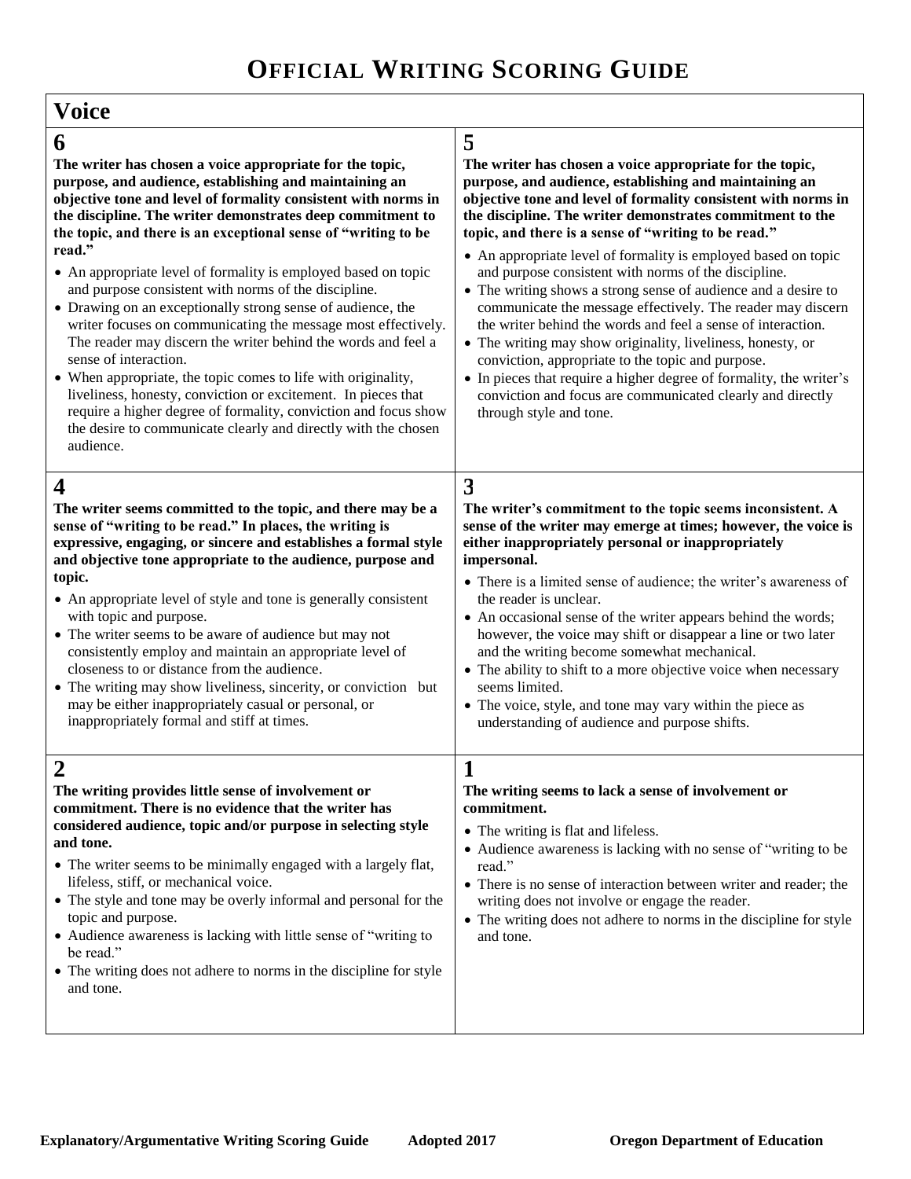# OFFICIAL WRITING SCORING GUIDE

## Voice

### 6

**The writer has chosen a voice appropriate for the topic, purpose, and audience, establishing and maintaining an objective tone and level of formality consistent with norms in the discipline. The writer demonstrates deep commitment to the topic, and there is an exceptional sense of "writing to be read."**

- An appropriate level of formality is employed based on topic and purpose consistent with norms of the discipline.
- Drawing on an exceptionally strong sense of audience, the writer focuses on communicating the message most effectively. The reader may discern the writer behind the words and feel a sense of interaction.
- When appropriate, the topic comes to life with originality, liveliness, honesty, conviction or excitement. In pieces that require a higher degree of formality, conviction and focus show the desire to communicate clearly and directly with the chosen audience.

### 5

**The writer has chosen a voice appropriate for the topic, purpose, and audience, establishing and maintaining an objective tone and level of formality consistent with norms in the discipline. The writer demonstrates commitment to the topic, and there is a sense of "writing to be read."**

- An appropriate level of formality is employed based on topic and purpose consistent with norms of the discipline.
- The writing shows a strong sense of audience and a desire to communicate the message effectively. The reader may discern the writer behind the words and feel a sense of interaction.
- The writing may show originality, liveliness, honesty, or conviction, appropriate to the topic and purpose.
- In pieces that require a higher degree of formality, the writer's conviction and focus are communicated clearly and directly through style and tone.

### 4

**The writer seems committed to the topic, and there may be a sense of "writing to be read." In places, the writing is expressive, engaging, or sincere and establishes a formal style and objective tone appropriate to the audience, purpose and topic.**

- An appropriate level of style and tone is generally consistent with topic and purpose.
- The writer seems to be aware of audience but may not consistently employ and maintain an appropriate level of closeness to or distance from the audience.
- The writing may show liveliness, sincerity, or conviction but may be either inappropriately casual or personal, or inappropriately formal and stiff at times.

### 3

**The writer's commitment to the topic seems inconsistent. A sense of the writer may emerge at times; however, the voice is either inappropriately personal or inappropriately impersonal.**

- There is a limited sense of audience; the writer's awareness of the reader is unclear.
- An occasional sense of the writer appears behind the words; however, the voice may shift or disappear a line or two later and the writing become somewhat mechanical.
- The ability to shift to a more objective voice when necessary seems limited.
- The voice, style, and tone may vary within the piece as understanding of audience and purpose shifts.

### 2

**The writing provides little sense of involvement or commitment. There is no evidence that the writer has considered audience, topic and/or purpose in selecting style and tone.**

- The writer seems to be minimally engaged with a largely flat, lifeless, stiff, or mechanical voice.
- The style and tone may be overly informal and personal for the topic and purpose.
- Audience awareness is lacking with little sense of "writing to be read."
- The writing does not adhere to norms in the discipline for style and tone.

### 1

**The writing seems to lack a sense of involvement or commitment.**

- The writing is flat and lifeless.
- Audience awareness is lacking with no sense of "writing to be read."
- There is no sense of interaction between writer and reader; the writing does not involve or engage the reader.
- The writing does not adhere to norms in the discipline for style and tone.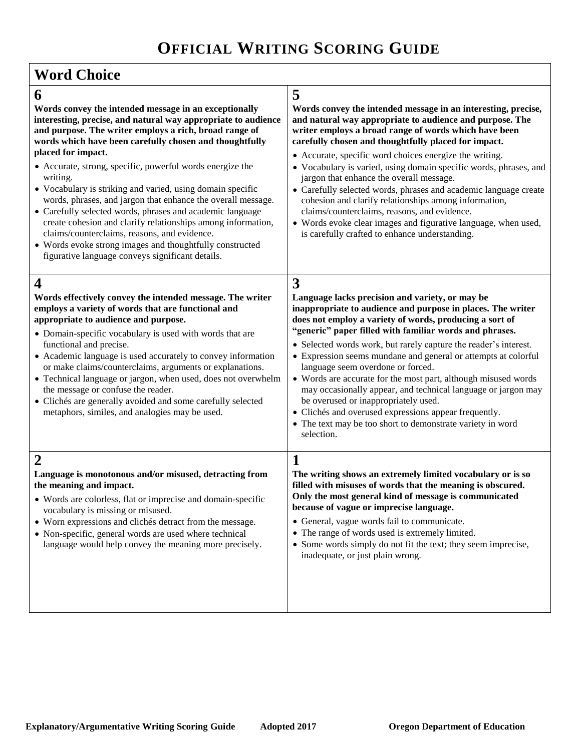# OFFICIAL WRITING SCORING GUIDE

## Word Choice

### 6

**Words convey the intended message in an exceptionally interesting, precise, and natural way appropriate to audience and purpose. The writer employs a rich, broad range of words which have been carefully chosen and thoughtfully placed for impact.**

- Accurate, strong, specific, powerful words energize the writing.
- Vocabulary is striking and varied, using domain specific words, phrases, and jargon that enhance the overall message.
- Carefully selected words, phrases and academic language create cohesion and clarify relationships among information, claims/counterclaims, reasons, and evidence.
- Words evoke strong images and thoughtfully constructed figurative language conveys significant details.

### 5

**Words convey the intended message in an interesting, precise, and natural way appropriate to audience and purpose. The writer employs a broad range of words which have been carefully chosen and thoughtfully placed for impact.**

- Accurate, specific word choices energize the writing.
- Vocabulary is varied, using domain specific words, phrases, and jargon that enhance the overall message.
- Carefully selected words, phrases and academic language create cohesion and clarify relationships among information, claims/counterclaims, reasons, and evidence.
- Words evoke clear images and figurative language, when used, is carefully crafted to enhance understanding.

### 4

**Words effectively convey the intended message. The writer employs a variety of words that are functional and appropriate to audience and purpose.**

- Domain-specific vocabulary is used with words that are functional and precise.
- Academic language is used accurately to convey information or make claims/counterclaims, arguments or explanations.
- Technical language or jargon, when used, does not overwhelm the message or confuse the reader.
- Clichés are generally avoided and some carefully selected metaphors, similes, and analogies may be used.

### 3

**Language lacks precision and variety, or may be inappropriate to audience and purpose in places. The writer does not employ a variety of words, producing a sort of "generic" paper filled with familiar words and phrases.**

- Selected words work, but rarely capture the reader's interest.
- Expression seems mundane and general or attempts at colorful language seem overdone or forced.
- Words are accurate for the most part, although misused words may occasionally appear, and technical language or jargon may be overused or inappropriately used.
- Clichés and overused expressions appear frequently.
- The text may be too short to demonstrate variety in word selection.

### 2

**Language is monotonous and/or misused, detracting from the meaning and impact.**

- Words are colorless, flat or imprecise and domain-specific vocabulary is missing or misused.
- Worn expressions and clichés detract from the message.
- Non-specific, general words are used where technical language would help convey the meaning more precisely.

### 1

**The writing shows an extremely limited vocabulary or is so filled with misuses of words that the meaning is obscured. Only the most general kind of message is communicated because of vague or imprecise language.**

- General, vague words fail to communicate.
- The range of words used is extremely limited.
- Some words simply do not fit the text; they seem imprecise, inadequate, or just plain wrong.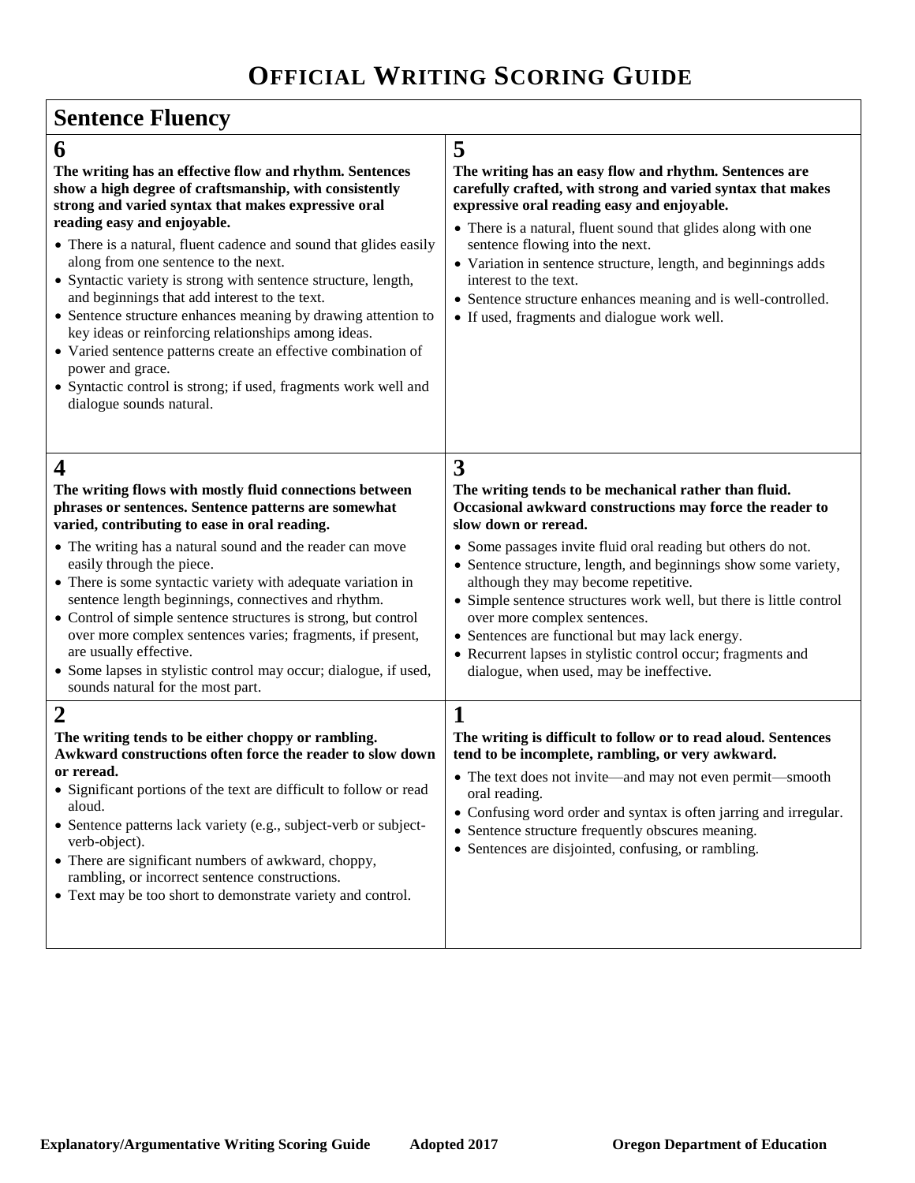# OFFICIAL WRITING SCORING GUIDE

## Sentence Fluency

### 6

**The writing has an effective flow and rhythm. Sentences show a high degree of craftsmanship, with consistently strong and varied syntax that makes expressive oral reading easy and enjoyable.**

- There is a natural, fluent cadence and sound that glides easily along from one sentence to the next.
- Syntactic variety is strong with sentence structure, length, and beginnings that add interest to the text.
- Sentence structure enhances meaning by drawing attention to key ideas or reinforcing relationships among ideas.
- Varied sentence patterns create an effective combination of power and grace.
- Syntactic control is strong; if used, fragments work well and dialogue sounds natural.

### 5

**The writing has an easy flow and rhythm. Sentences are carefully crafted, with strong and varied syntax that makes expressive oral reading easy and enjoyable.**

- There is a natural, fluent sound that glides along with one sentence flowing into the next.
- Variation in sentence structure, length, and beginnings adds interest to the text.
- Sentence structure enhances meaning and is well-controlled.
- If used, fragments and dialogue work well.

### 4

**The writing flows with mostly fluid connections between phrases or sentences. Sentence patterns are somewhat varied, contributing to ease in oral reading.**

- The writing has a natural sound and the reader can move easily through the piece.
- There is some syntactic variety with adequate variation in sentence length beginnings, connectives and rhythm.
- Control of simple sentence structures is strong, but control over more complex sentences varies; fragments, if present, are usually effective.
- Some lapses in stylistic control may occur; dialogue, if used, sounds natural for the most part.

### 3

**The writing tends to be mechanical rather than fluid. Occasional awkward constructions may force the reader to slow down or reread.**

- Some passages invite fluid oral reading but others do not.
- Sentence structure, length, and beginnings show some variety, although they may become repetitive.
- Simple sentence structures work well, but there is little control over more complex sentences.
- Sentences are functional but may lack energy.
- Recurrent lapses in stylistic control occur; fragments and dialogue, when used, may be ineffective.

### 2

**The writing tends to be either choppy or rambling. Awkward constructions often force the reader to slow down or reread.**

- Significant portions of the text are difficult to follow or read aloud.
- Sentence patterns lack variety (e.g., subject-verb or subject-verb-object).
- There are significant numbers of awkward, choppy, rambling, or incorrect sentence constructions.
- Text may be too short to demonstrate variety and control.

### 1

**The writing is difficult to follow or to read aloud. Sentences tend to be incomplete, rambling, or very awkward.**

- The text does not invite—and may not even permit—smooth oral reading.
- Confusing word order and syntax is often jarring and irregular.
- Sentence structure frequently obscures meaning.
- Sentences are disjointed, confusing, or rambling.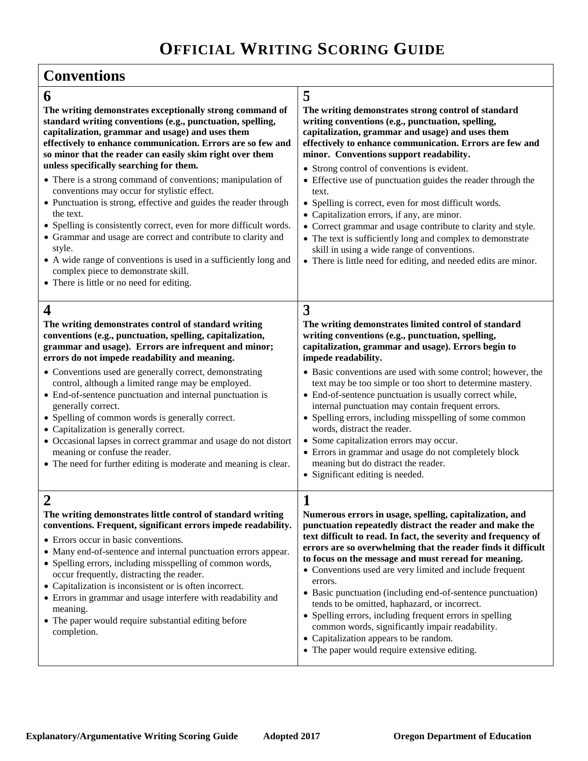# OFFICIAL WRITING SCORING GUIDE

## Conventions

### 6

**The writing demonstrates exceptionally strong command of standard writing conventions (e.g., punctuation, spelling, capitalization, grammar and usage) and uses them effectively to enhance communication. Errors are so few and so minor that the reader can easily skim right over them unless specifically searching for them.**

- There is a strong command of conventions; manipulation of conventions may occur for stylistic effect.
- Punctuation is strong, effective and guides the reader through the text.
- Spelling is consistently correct, even for more difficult words.
- Grammar and usage are correct and contribute to clarity and style.
- A wide range of conventions is used in a sufficiently long and complex piece to demonstrate skill.
- There is little or no need for editing.

### 5

**The writing demonstrates strong control of standard writing conventions (e.g., punctuation, spelling, capitalization, grammar and usage) and uses them effectively to enhance communication. Errors are few and minor. Conventions support readability.**

- Strong control of conventions is evident.
- Effective use of punctuation guides the reader through the text.
- Spelling is correct, even for most difficult words.
- Capitalization errors, if any, are minor.
- Correct grammar and usage contribute to clarity and style.
- The text is sufficiently long and complex to demonstrate skill in using a wide range of conventions.
- There is little need for editing, and needed edits are minor.

### 4

**The writing demonstrates control of standard writing conventions (e.g., punctuation, spelling, capitalization, grammar and usage). Errors are infrequent and minor; errors do not impede readability and meaning.**

- Conventions used are generally correct, demonstrating control, although a limited range may be employed.
- End-of-sentence punctuation and internal punctuation is generally correct.
- Spelling of common words is generally correct.
- Capitalization is generally correct.
- Occasional lapses in correct grammar and usage do not distort meaning or confuse the reader.
- The need for further editing is moderate and meaning is clear.

### 3

**The writing demonstrates limited control of standard writing conventions (e.g., punctuation, spelling, capitalization, grammar and usage). Errors begin to impede readability.**

- Basic conventions are used with some control; however, the text may be too simple or too short to determine mastery.
- End-of-sentence punctuation is usually correct while, internal punctuation may contain frequent errors.
- Spelling errors, including misspelling of some common words, distract the reader.
- Some capitalization errors may occur.
- Errors in grammar and usage do not completely block meaning but do distract the reader.
- Significant editing is needed.

### 2

**The writing demonstrates little control of standard writing conventions. Frequent, significant errors impede readability.**

- Errors occur in basic conventions.
- Many end-of-sentence and internal punctuation errors appear.
- Spelling errors, including misspelling of common words, occur frequently, distracting the reader.
- Capitalization is inconsistent or is often incorrect.
- Errors in grammar and usage interfere with readability and meaning.
- The paper would require substantial editing before completion.

### 1

**Numerous errors in usage, spelling, capitalization, and punctuation repeatedly distract the reader and make the text difficult to read. In fact, the severity and frequency of errors are so overwhelming that the reader finds it difficult to focus on the message and must reread for meaning.**

- Conventions used are very limited and include frequent errors.
- Basic punctuation (including end-of-sentence punctuation) tends to be omitted, haphazard, or incorrect.
- Spelling errors, including frequent errors in spelling common words, significantly impair readability.
- Capitalization appears to be random.
- The paper would require extensive editing.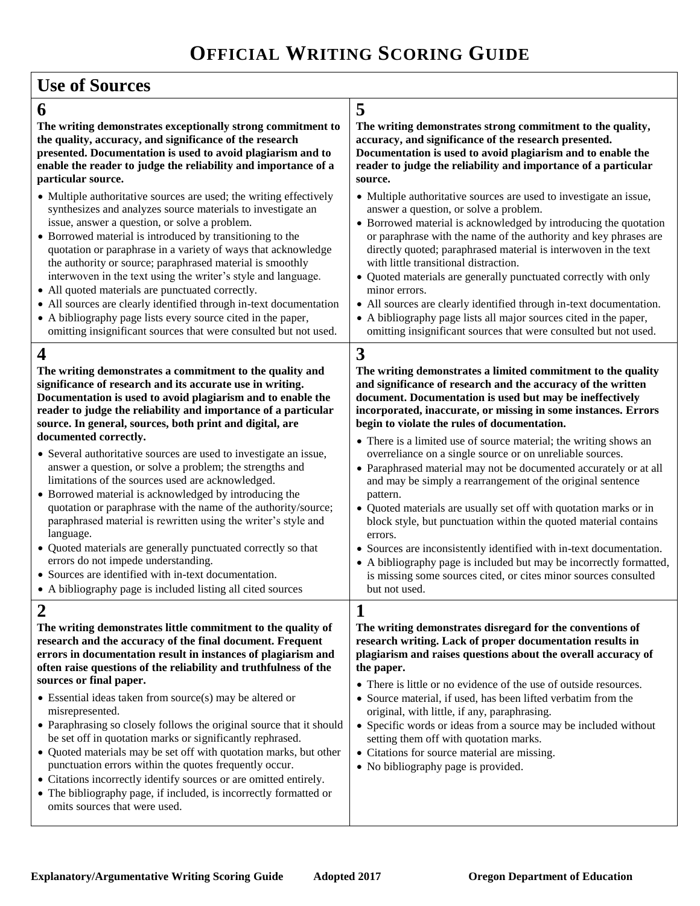# OFFICIAL WRITING SCORING GUIDE

## Use of Sources

### 6

**The writing demonstrates exceptionally strong commitment to the quality, accuracy, and significance of the research presented. Documentation is used to avoid plagiarism and to enable the reader to judge the reliability and importance of a particular source.**

- Multiple authoritative sources are used; the writing effectively synthesizes and analyzes source materials to investigate an issue, answer a question, or solve a problem.
- Borrowed material is introduced by transitioning to the quotation or paraphrase in a variety of ways that acknowledge the authority or source; paraphrased material is smoothly interwoven in the text using the writer's style and language.
- All quoted materials are punctuated correctly.
- All sources are clearly identified through in-text documentation
- A bibliography page lists every source cited in the paper, omitting insignificant sources that were consulted but not used.

### 5

**The writing demonstrates strong commitment to the quality, accuracy, and significance of the research presented. Documentation is used to avoid plagiarism and to enable the reader to judge the reliability and importance of a particular source.**

- Multiple authoritative sources are used to investigate an issue, answer a question, or solve a problem.
- Borrowed material is acknowledged by introducing the quotation or paraphrase with the name of the authority and key phrases are directly quoted; paraphrased material is interwoven in the text with little transitional distraction.
- Quoted materials are generally punctuated correctly with only minor errors.
- All sources are clearly identified through in-text documentation.
- A bibliography page lists all major sources cited in the paper, omitting insignificant sources that were consulted but not used.

### 4

**The writing demonstrates a commitment to the quality and significance of research and its accurate use in writing. Documentation is used to avoid plagiarism and to enable the reader to judge the reliability and importance of a particular source. In general, sources, both print and digital, are documented correctly.**

- Several authoritative sources are used to investigate an issue, answer a question, or solve a problem; the strengths and limitations of the sources used are acknowledged.
- Borrowed material is acknowledged by introducing the quotation or paraphrase with the name of the authority/source; paraphrased material is rewritten using the writer's style and language.
- Quoted materials are generally punctuated correctly so that errors do not impede understanding.
- Sources are identified with in-text documentation.
- A bibliography page is included listing all cited sources

### 3

**The writing demonstrates a limited commitment to the quality and significance of research and the accuracy of the written document. Documentation is used but may be ineffectively incorporated, inaccurate, or missing in some instances. Errors begin to violate the rules of documentation.**

- There is a limited use of source material; the writing shows an overreliance on a single source or on unreliable sources.
- Paraphrased material may not be documented accurately or at all and may be simply a rearrangement of the original sentence pattern.
- Quoted materials are usually set off with quotation marks or in block style, but punctuation within the quoted material contains errors.
- Sources are inconsistently identified with in-text documentation.
- A bibliography page is included but may be incorrectly formatted, is missing some sources cited, or cites minor sources consulted but not used.

### 2

**The writing demonstrates little commitment to the quality of research and the accuracy of the final document. Frequent errors in documentation result in instances of plagiarism and often raise questions of the reliability and truthfulness of the sources or final paper.**

- Essential ideas taken from source(s) may be altered or misrepresented.
- Paraphrasing so closely follows the original source that it should be set off in quotation marks or significantly rephrased.
- Quoted materials may be set off with quotation marks, but other punctuation errors within the quotes frequently occur.
- Citations incorrectly identify sources or are omitted entirely.
- The bibliography page, if included, is incorrectly formatted or omits sources that were used.

### 1

**The writing demonstrates disregard for the conventions of research writing. Lack of proper documentation results in plagiarism and raises questions about the overall accuracy of the paper.**

- There is little or no evidence of the use of outside resources.
- Source material, if used, has been lifted verbatim from the original, with little, if any, paraphrasing.
- Specific words or ideas from a source may be included without setting them off with quotation marks.
- Citations for source material are missing.
- No bibliography page is provided.